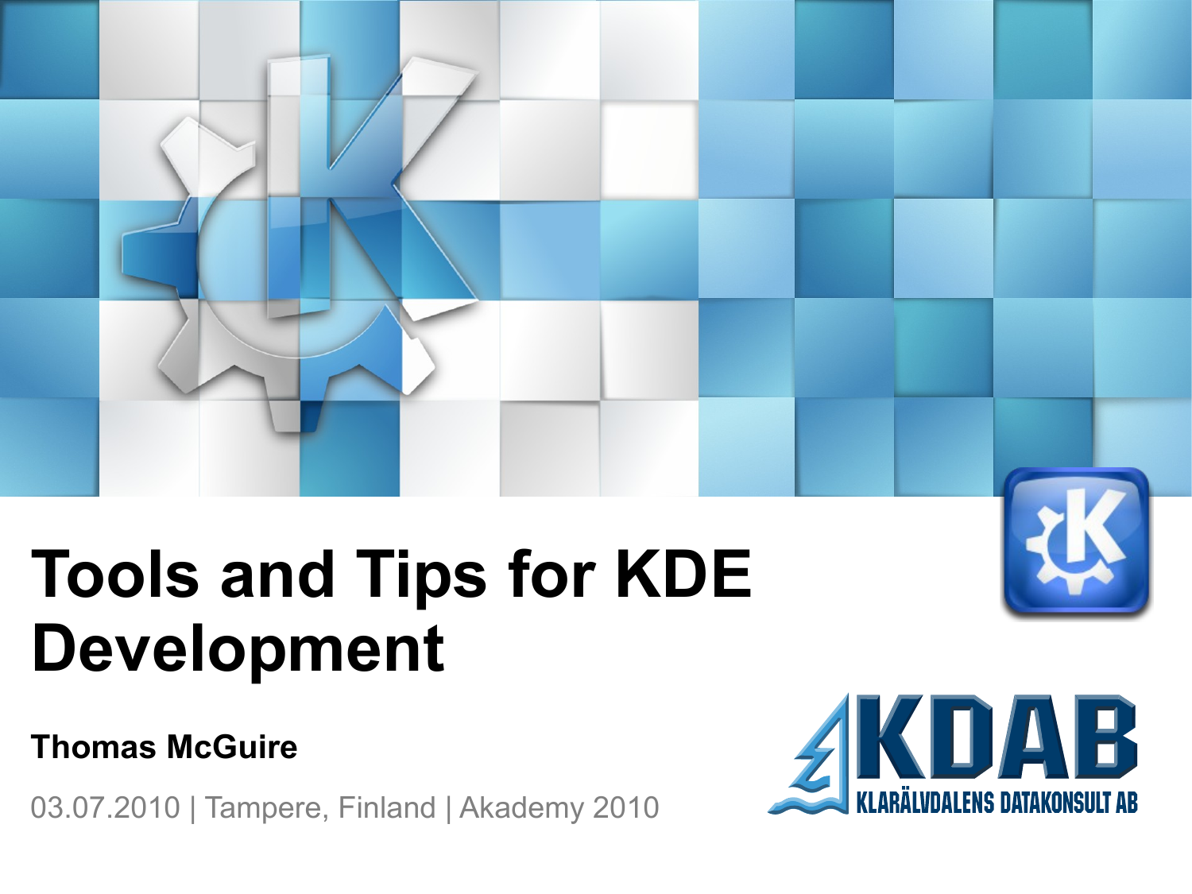# Tools and Tips for KDE Development

**Thomas McGuire**

03.07.2010 | Tampere, Finland | Akademy 2010

KDAB

KLARÄLVDALENS DATAKONSULT AB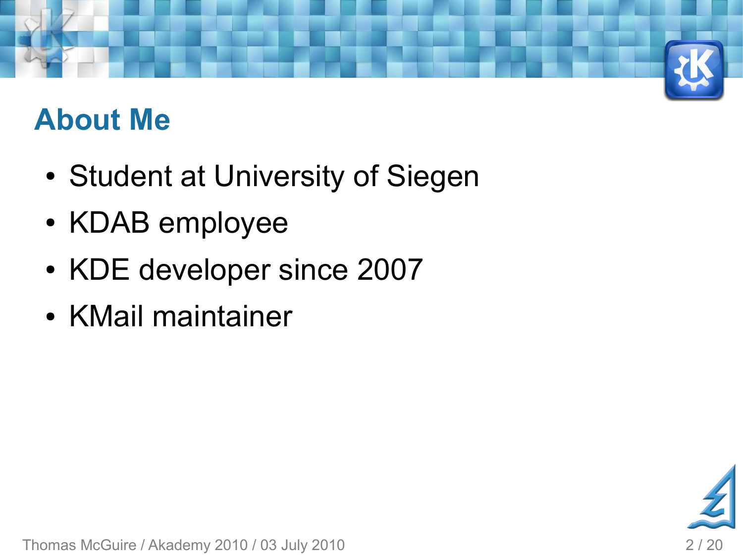## About Me

- Student at University of Siegen
- KDAB employee
- KDE developer since 2007
- KMail maintainer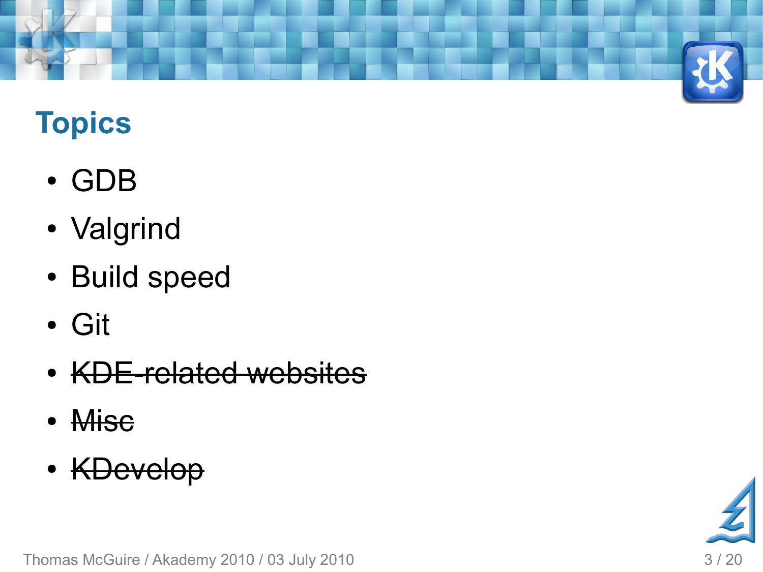## Topics

- GDB
- Valgrind
- Build speed
- Git
- ~~KDE-related websites~~
- ~~Misc~~
- ~~KDevelop~~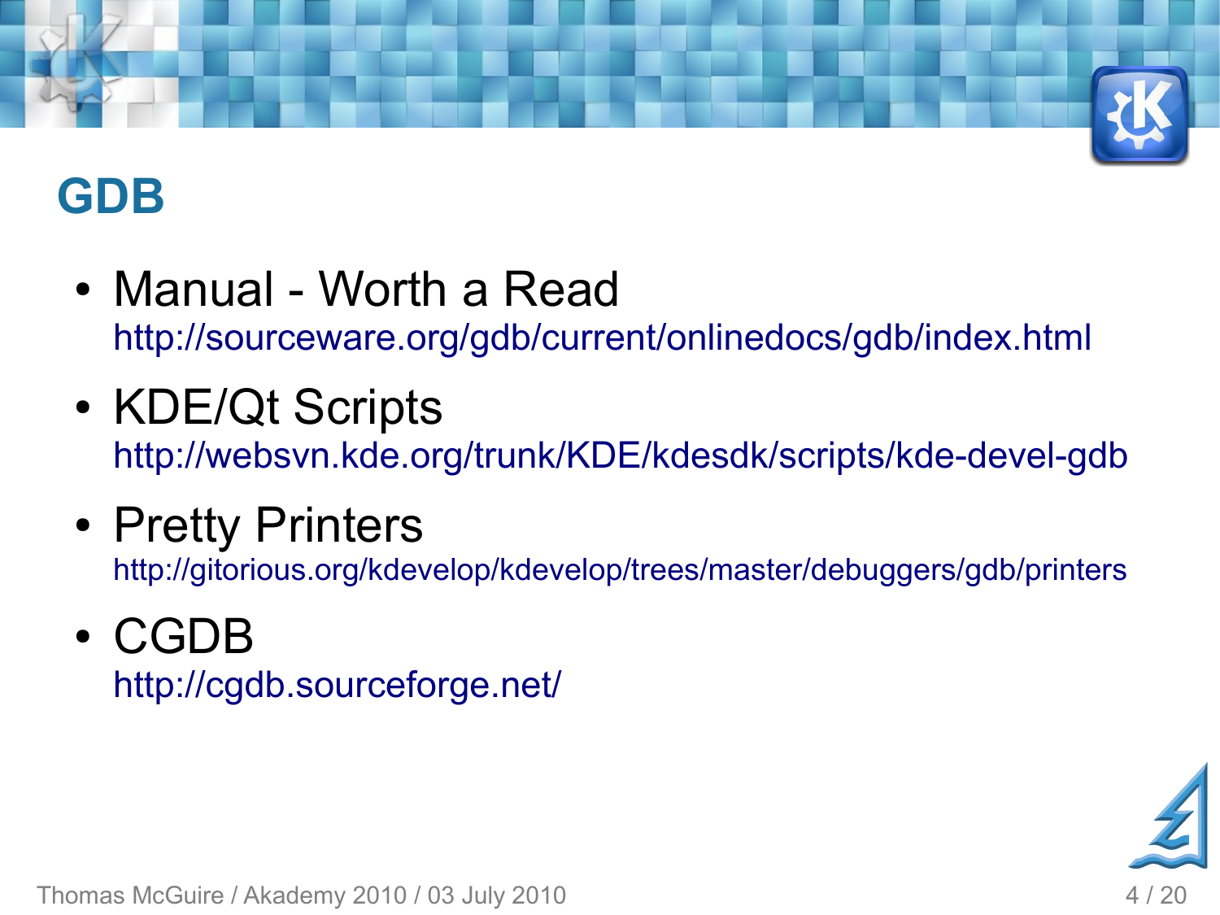# GDB

- Manual - Worth a Read
  http://sourceware.org/gdb/current/onlinedocs/gdb/index.html
- KDE/Qt Scripts
  http://websvn.kde.org/trunk/KDE/kdesdk/scripts/kde-devel-gdb
- Pretty Printers
  http://gitorious.org/kdevelop/kdevelop/trees/master/debuggers/gdb/printers
- CGDB
  http://cgdb.sourceforge.net/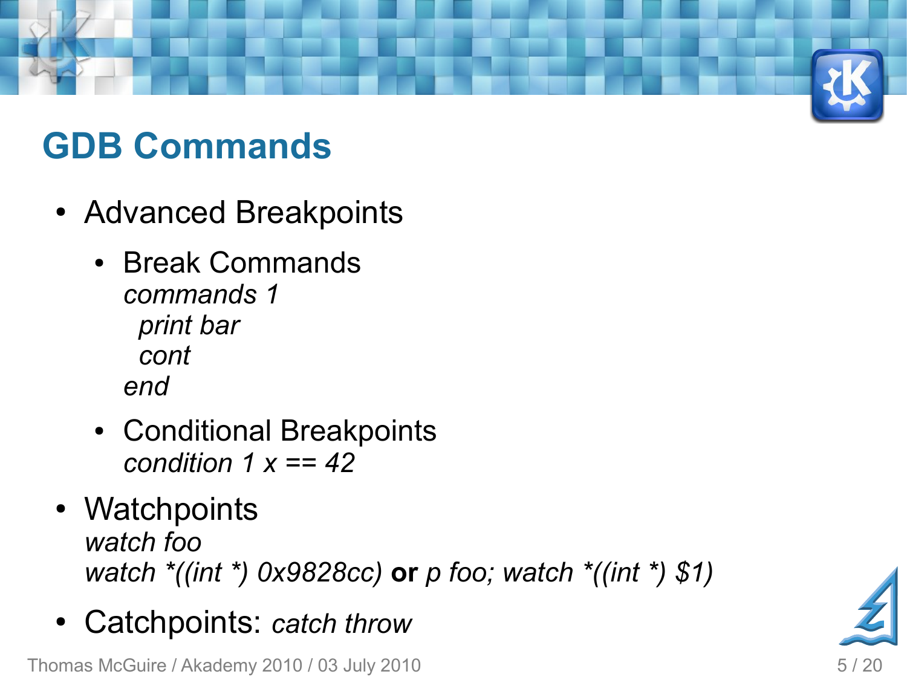# GDB Commands

- Advanced Breakpoints
  - Break Commands
    *commands 1*
    *  print bar*
    *  cont*
    *end*
  - Conditional Breakpoints
    *condition 1 x == 42*
- Watchpoints
  *watch foo*
  *watch *((int *) 0x9828cc)* **or** *p foo; watch *((int *) $1)*
- Catchpoints: *catch throw*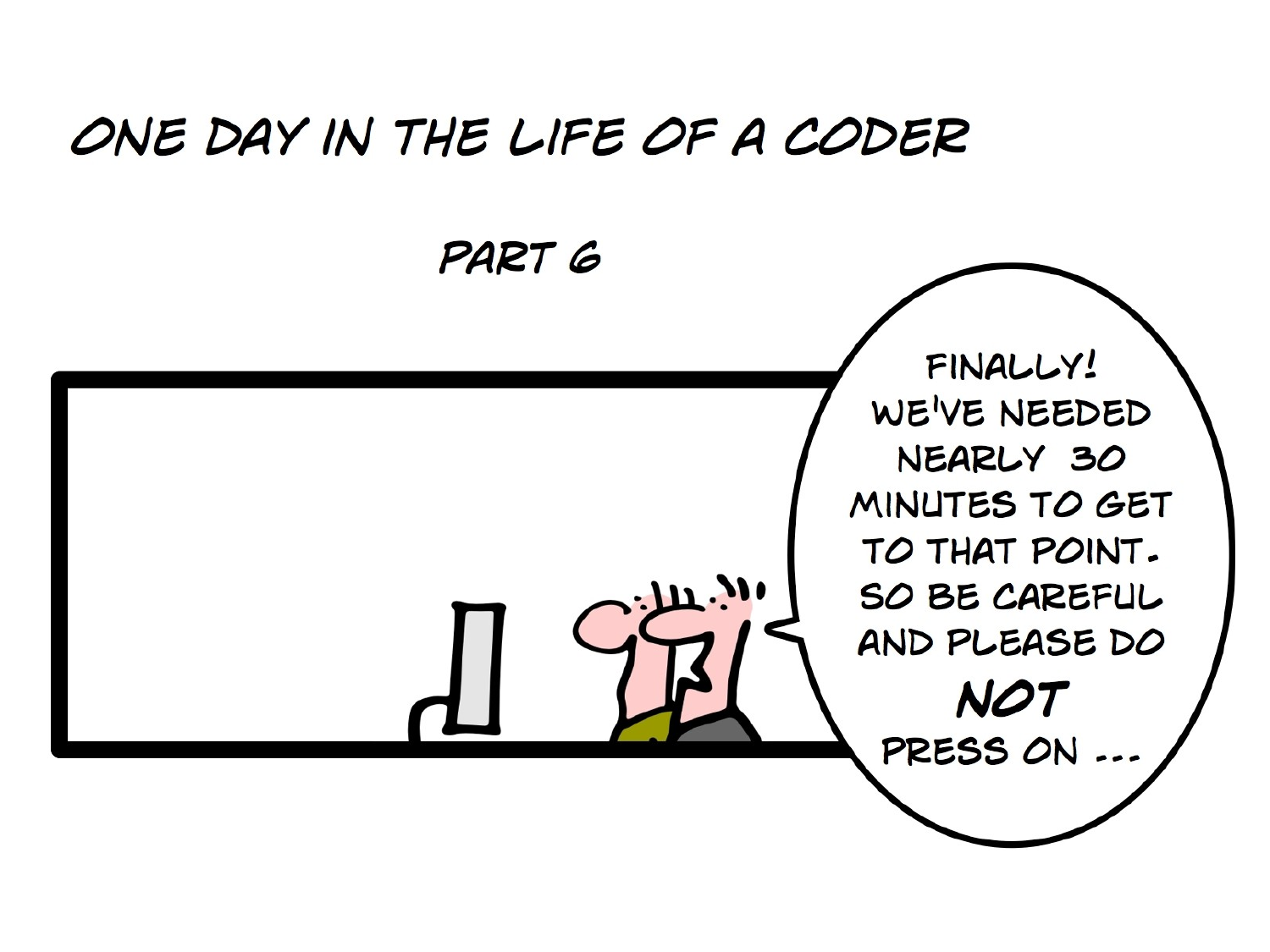# ONE DAY IN THE LIFE OF A CODER

## PART 6

FINALLY! WE'VE NEEDED NEARLY 30 MINUTES TO GET TO THAT POINT. SO BE CAREFUL AND PLEASE DO **NOT** PRESS ON ...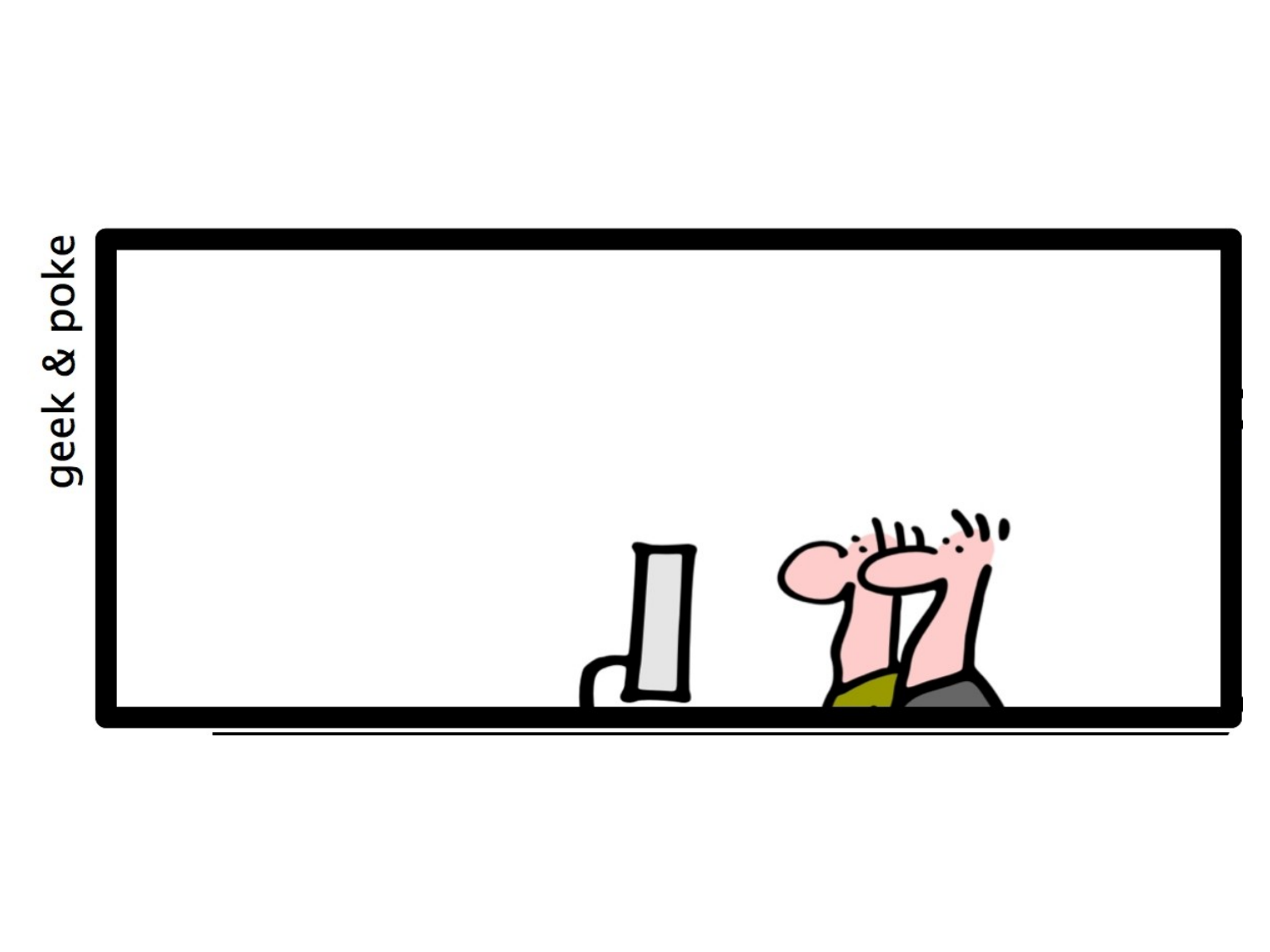geek & poke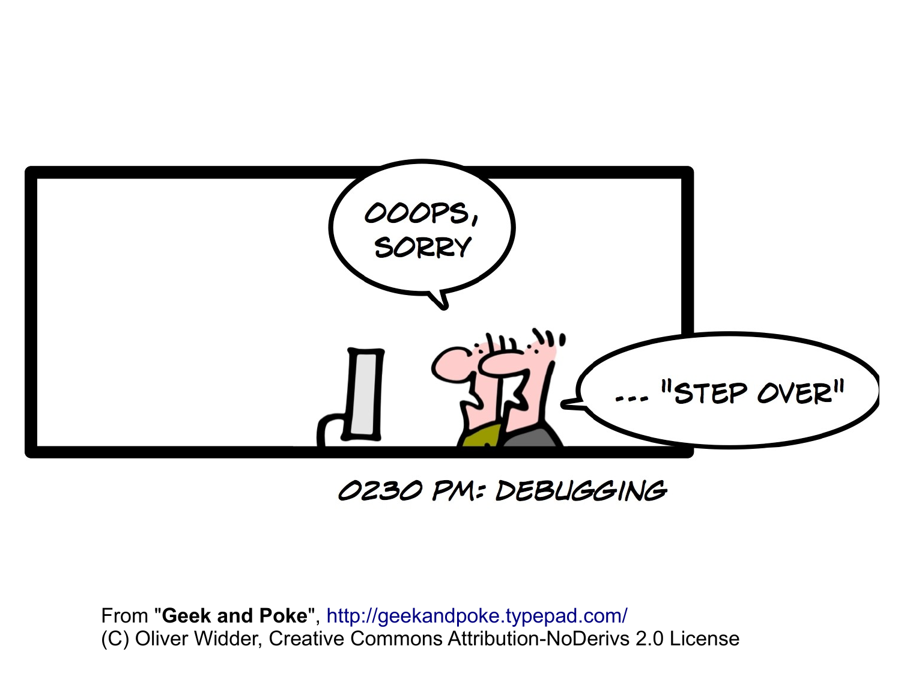OOOPS, SORRY

... "STEP OVER"

0230 PM: DEBUGGING

From "**Geek and Poke**", http://geekandpoke.typepad.com/
(C) Oliver Widder, Creative Commons Attribution-NoDerivs 2.0 License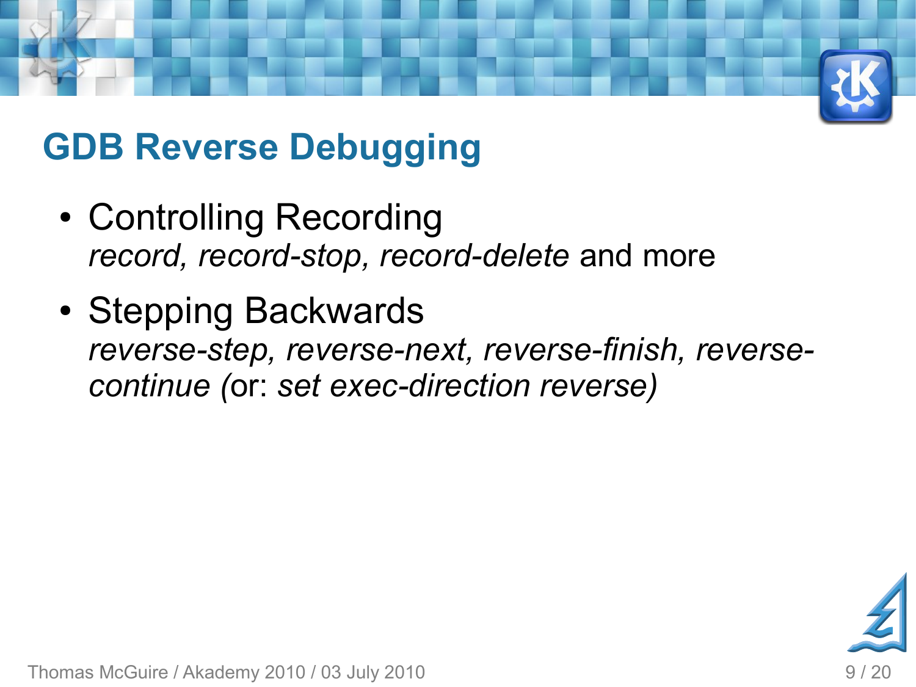# GDB Reverse Debugging

- Controlling Recording
  *record, record-stop, record-delete* and more
- Stepping Backwards
  *reverse-step, reverse-next, reverse-finish, reverse-continue* (or: *set exec-direction reverse)*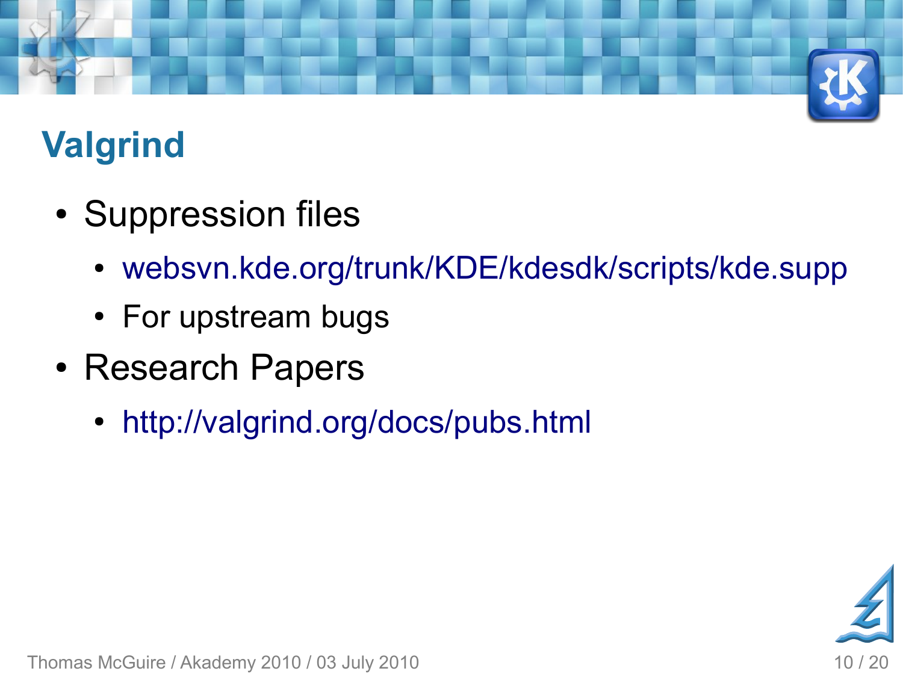# Valgrind

- Suppression files
  - websvn.kde.org/trunk/KDE/kdesdk/scripts/kde.supp
  - For upstream bugs
- Research Papers
  - http://valgrind.org/docs/pubs.html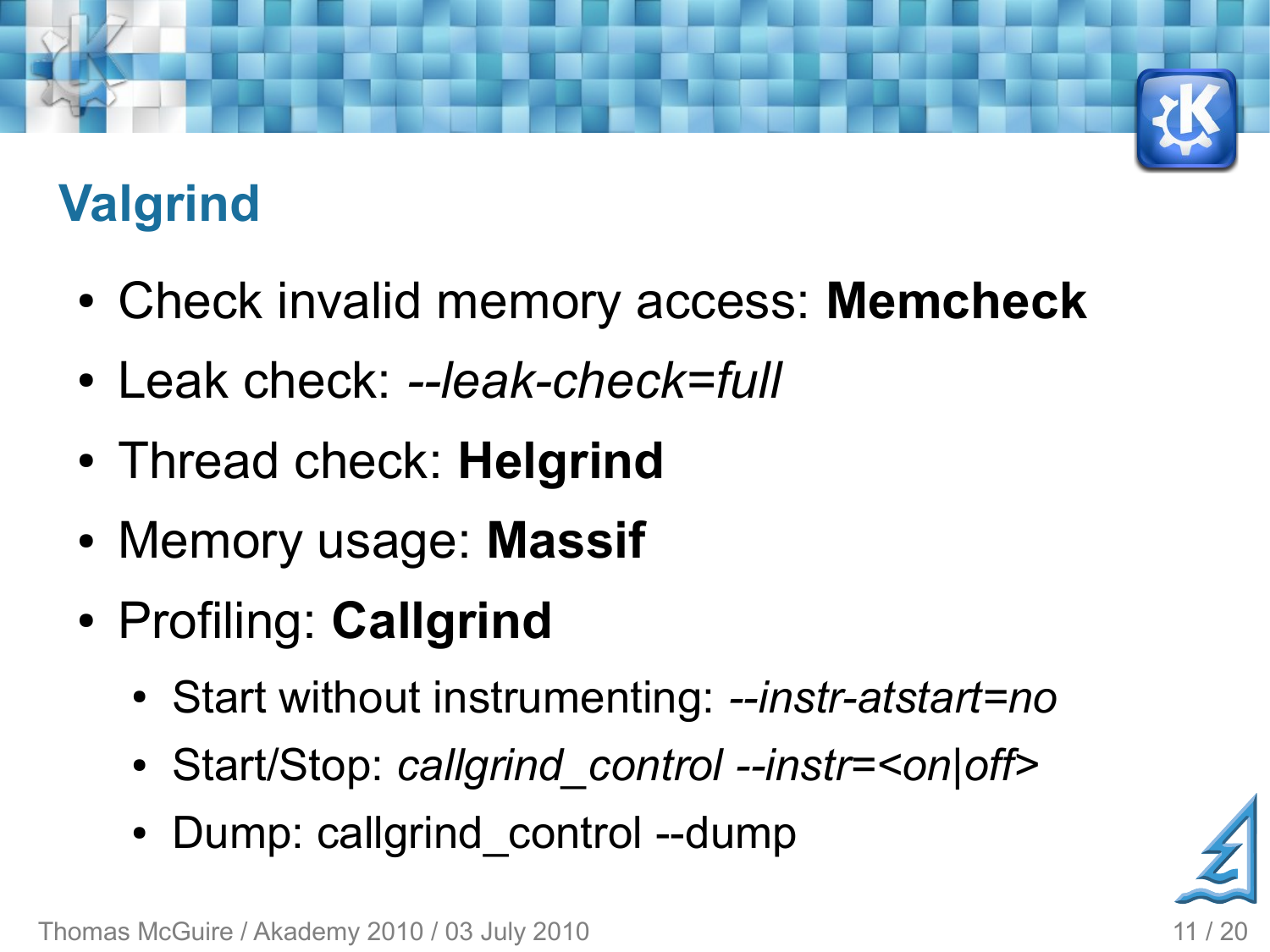## Valgrind

- Check invalid memory access: **Memcheck**
- Leak check: *--leak-check=full*
- Thread check: **Helgrind**
- Memory usage: **Massif**
- Profiling: **Callgrind**
  - Start without instrumenting: *--instr-atstart=no*
  - Start/Stop: *callgrind_control --instr=<on|off>*
  - Dump: callgrind_control --dump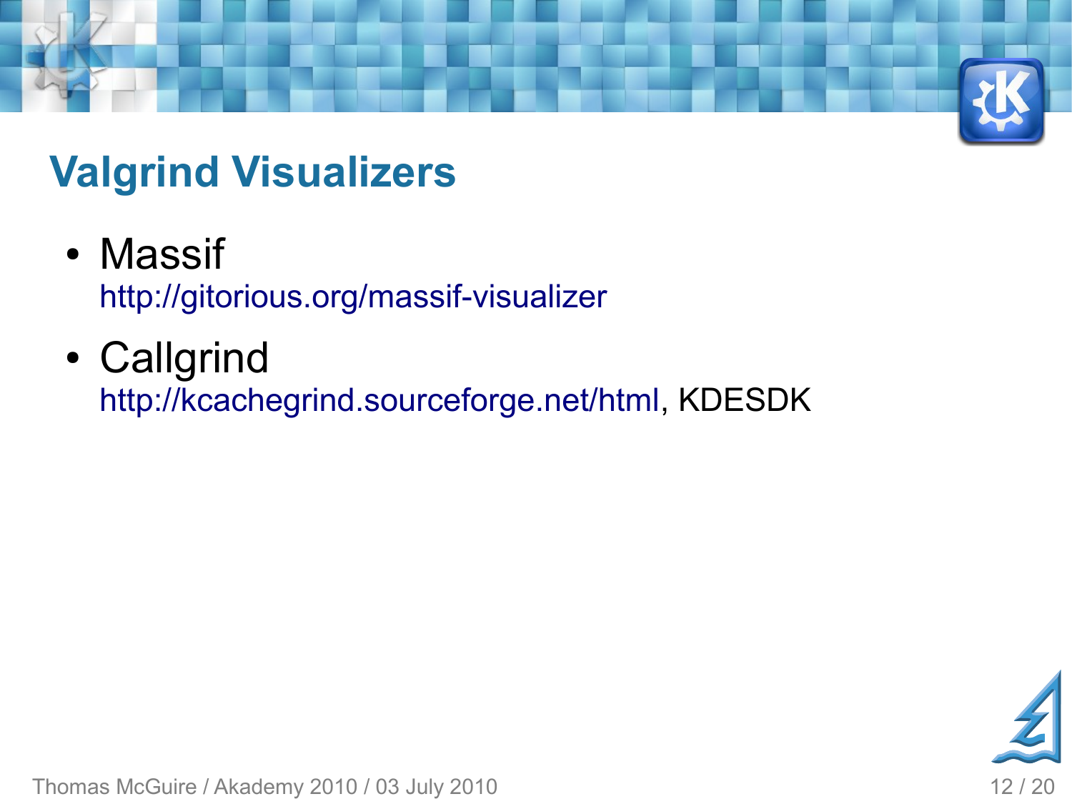## Valgrind Visualizers

- Massif
  http://gitorious.org/massif-visualizer
- Callgrind
  http://kcachegrind.sourceforge.net/html, KDESDK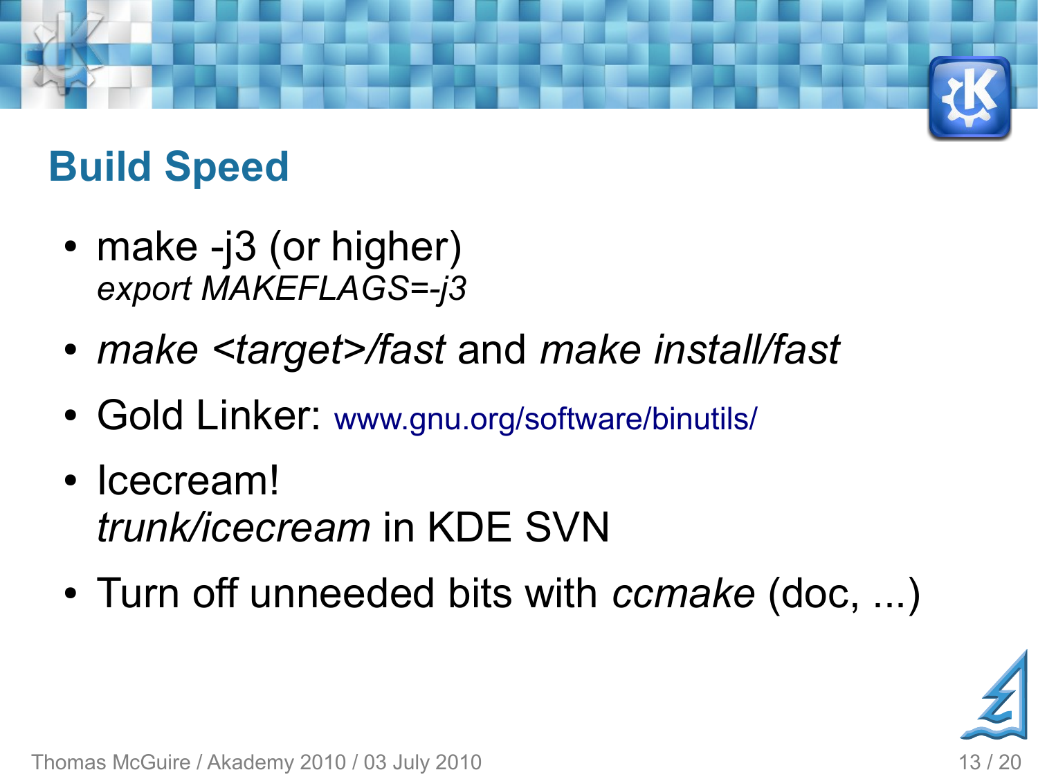## Build Speed

- make -j3 (or higher)
  *export MAKEFLAGS=-j3*
- *make <target>/fast* and *make install/fast*
- Gold Linker: www.gnu.org/software/binutils/
- Icecream!
  *trunk/icecream* in KDE SVN
- Turn off unneeded bits with *ccmake* (doc, ...)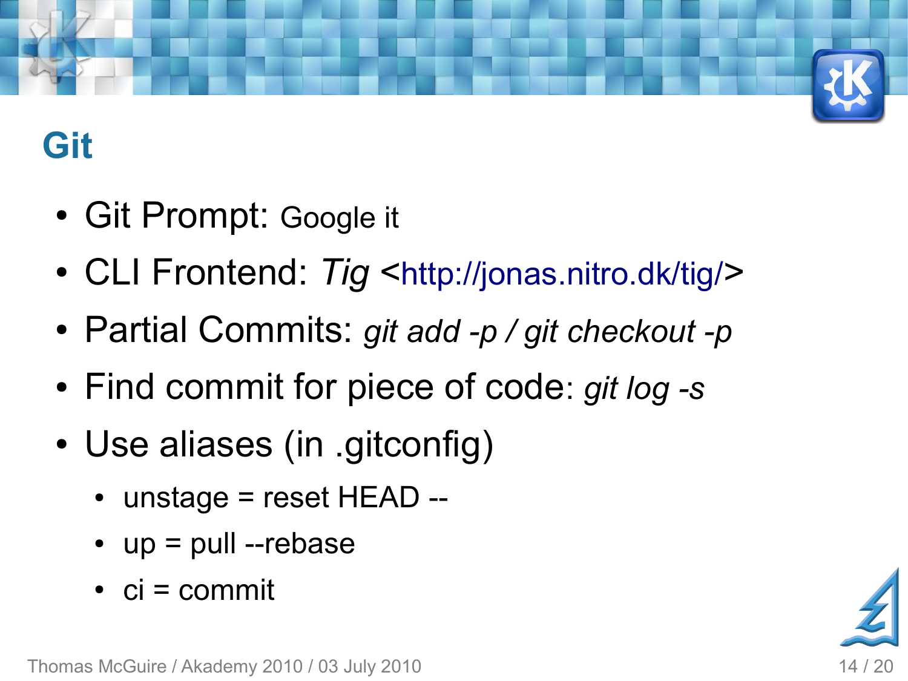## Git

- Git Prompt: Google it
- CLI Frontend: *Tig* <http://jonas.nitro.dk/tig/>
- Partial Commits: *git add -p / git checkout -p*
- Find commit for piece of code: *git log -s*
- Use aliases (in .gitconfig)
  - unstage = reset HEAD --
  - up = pull --rebase
  - ci = commit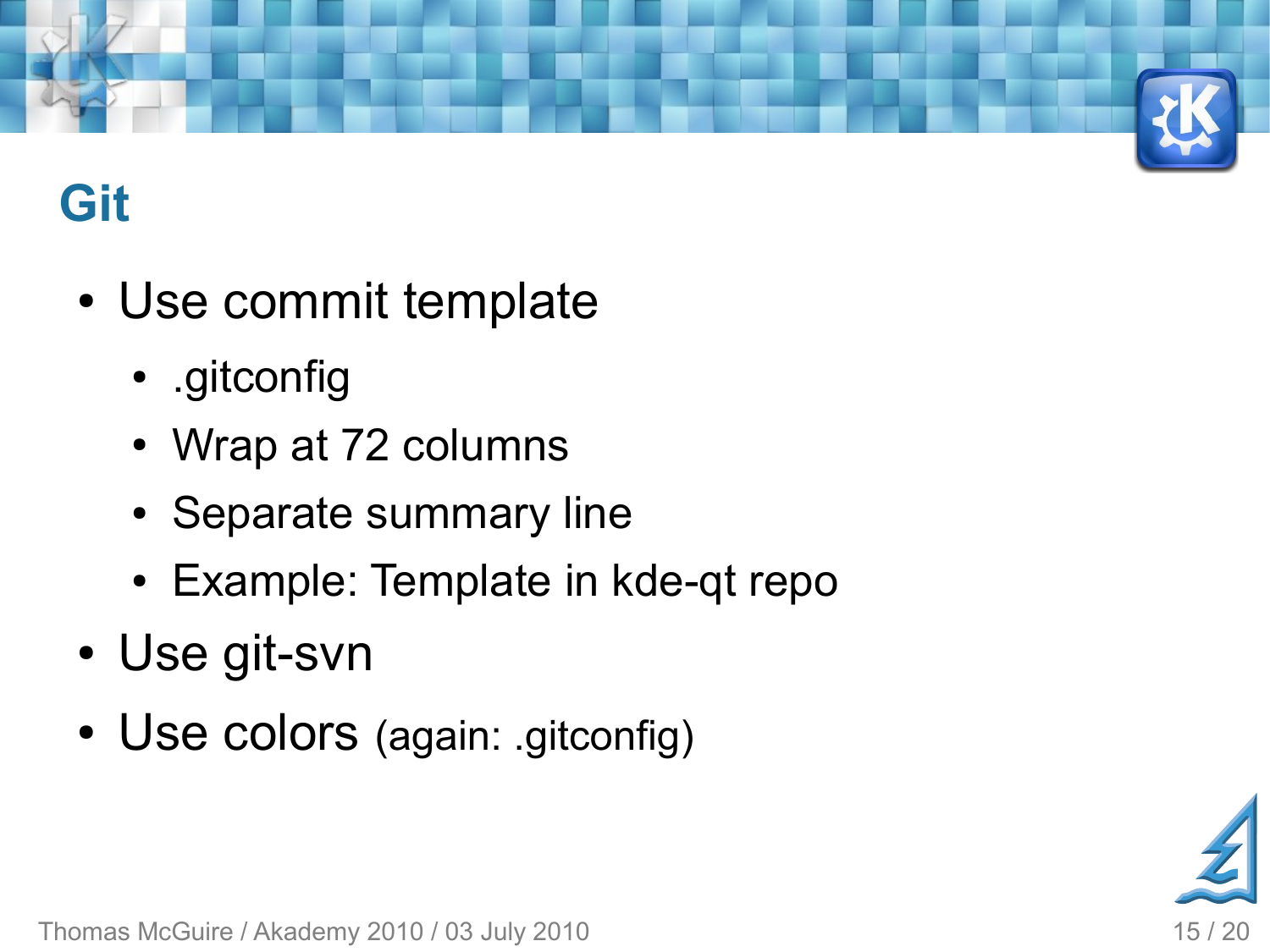# Git

- Use commit template
  - .gitconfig
  - Wrap at 72 columns
  - Separate summary line
  - Example: Template in kde-qt repo
- Use git-svn
- Use colors (again: .gitconfig)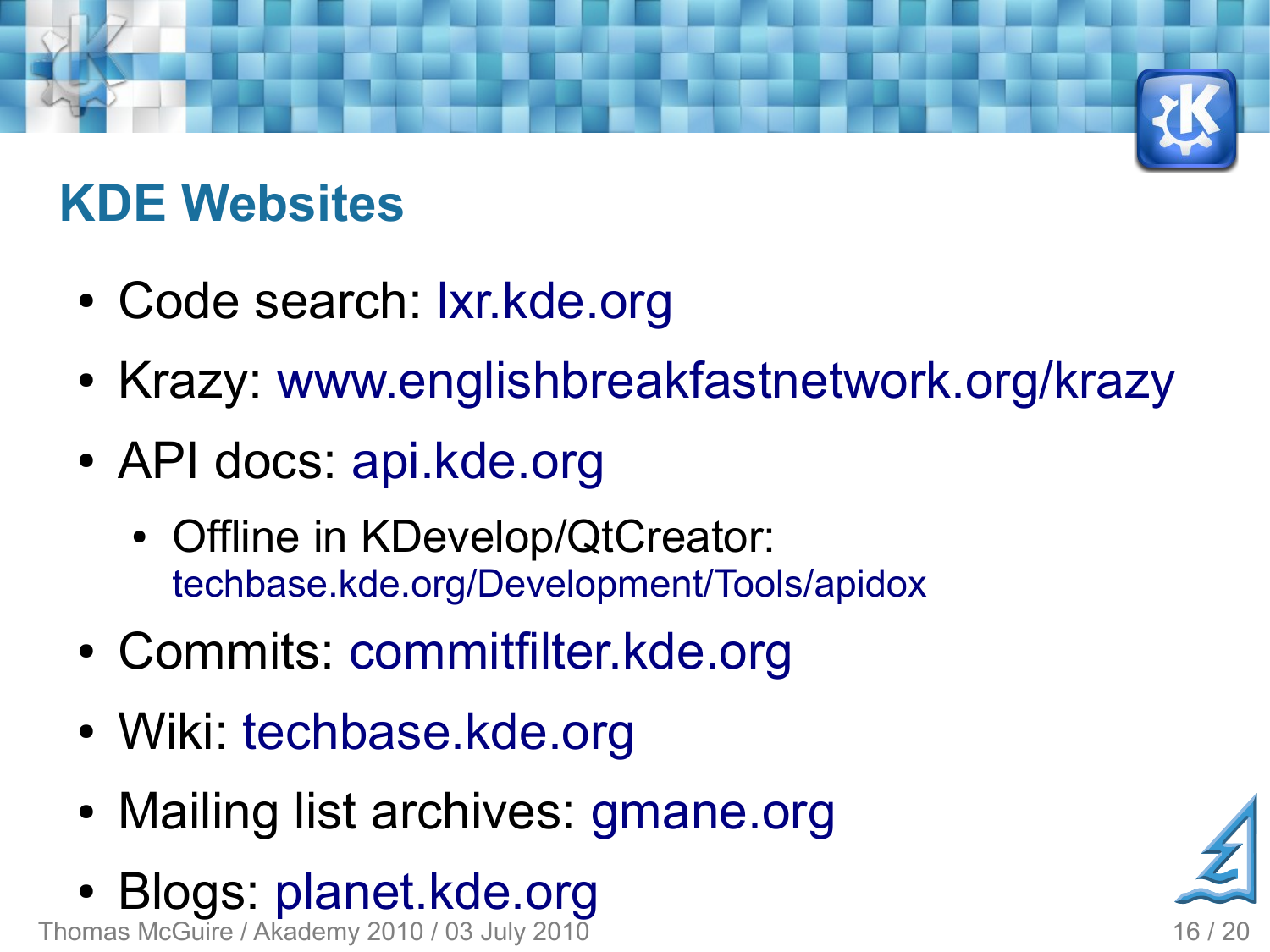## KDE Websites

- Code search: lxr.kde.org
- Krazy: www.englishbreakfastnetwork.org/krazy
- API docs: api.kde.org
  - Offline in KDevelop/QtCreator: techbase.kde.org/Development/Tools/apidox
- Commits: commitfilter.kde.org
- Wiki: techbase.kde.org
- Mailing list archives: gmane.org
- Blogs: planet.kde.org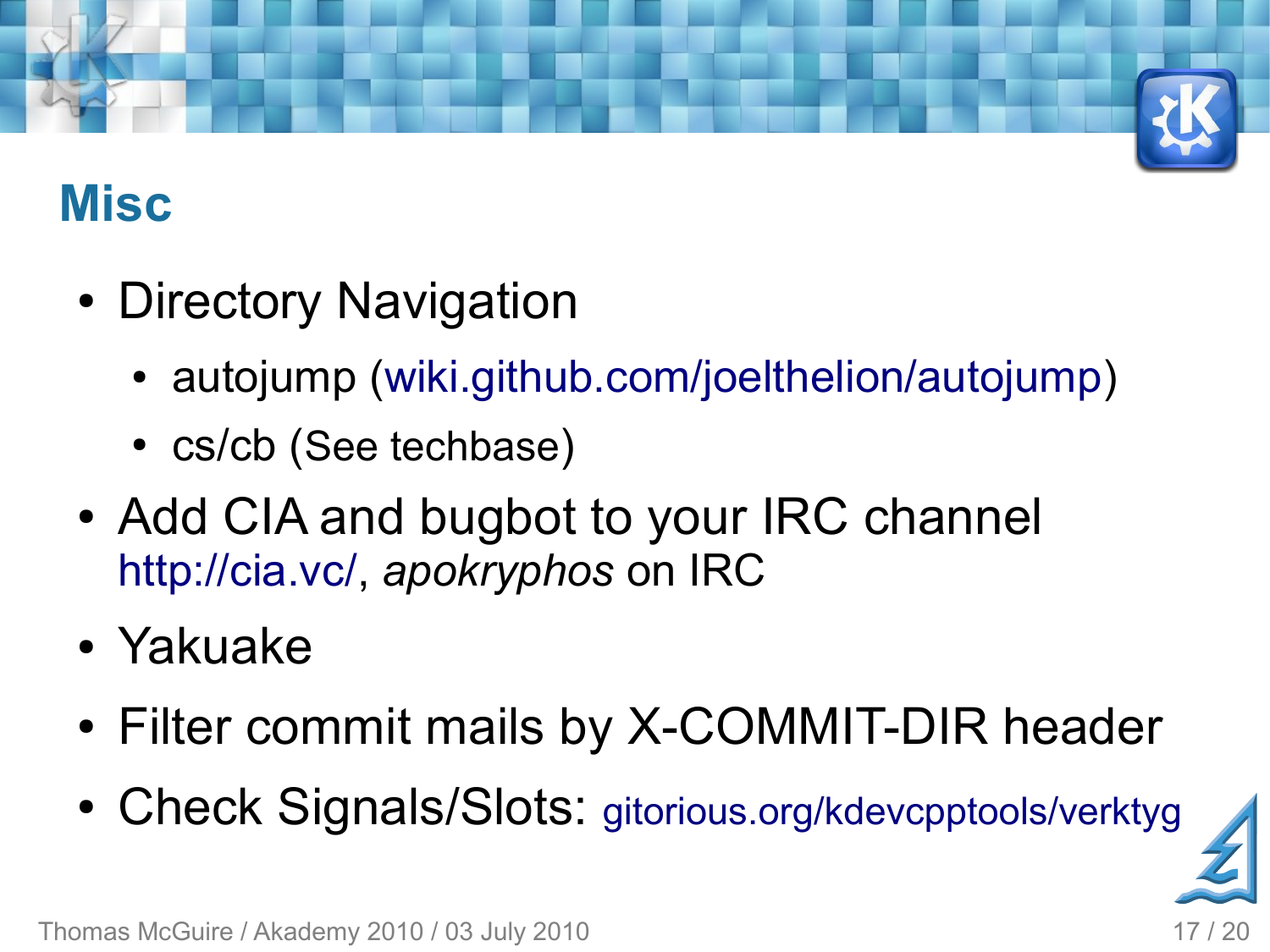## Misc

- Directory Navigation
  - autojump (wiki.github.com/joelthelion/autojump)
  - cs/cb (See techbase)
- Add CIA and bugbot to your IRC channel http://cia.vc/, *apokryphos* on IRC
- Yakuake
- Filter commit mails by X-COMMIT-DIR header
- Check Signals/Slots: gitorious.org/kdevcpptools/verktyg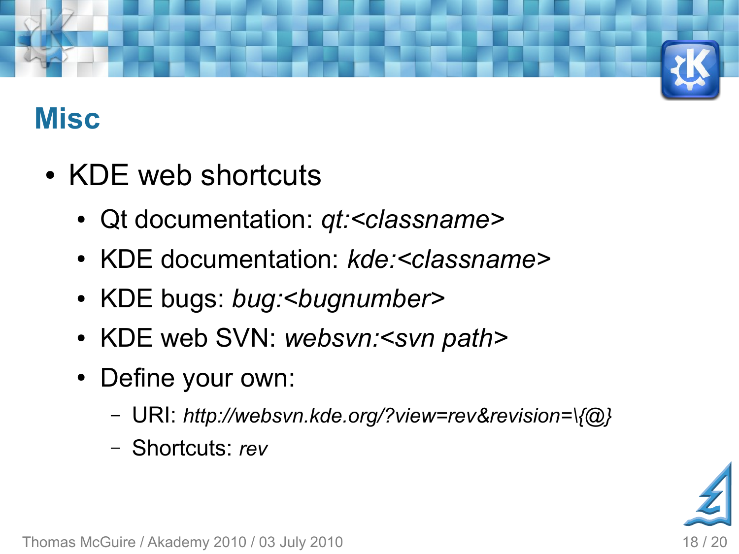# Misc

- KDE web shortcuts
  - Qt documentation: *qt:<classname>*
  - KDE documentation: *kde:<classname>*
  - KDE bugs: *bug:<bugnumber>*
  - KDE web SVN: *websvn:<svn path>*
  - Define your own:
    - URI: *http://websvn.kde.org/?view=rev&revision=\{@}*
    - Shortcuts: *rev*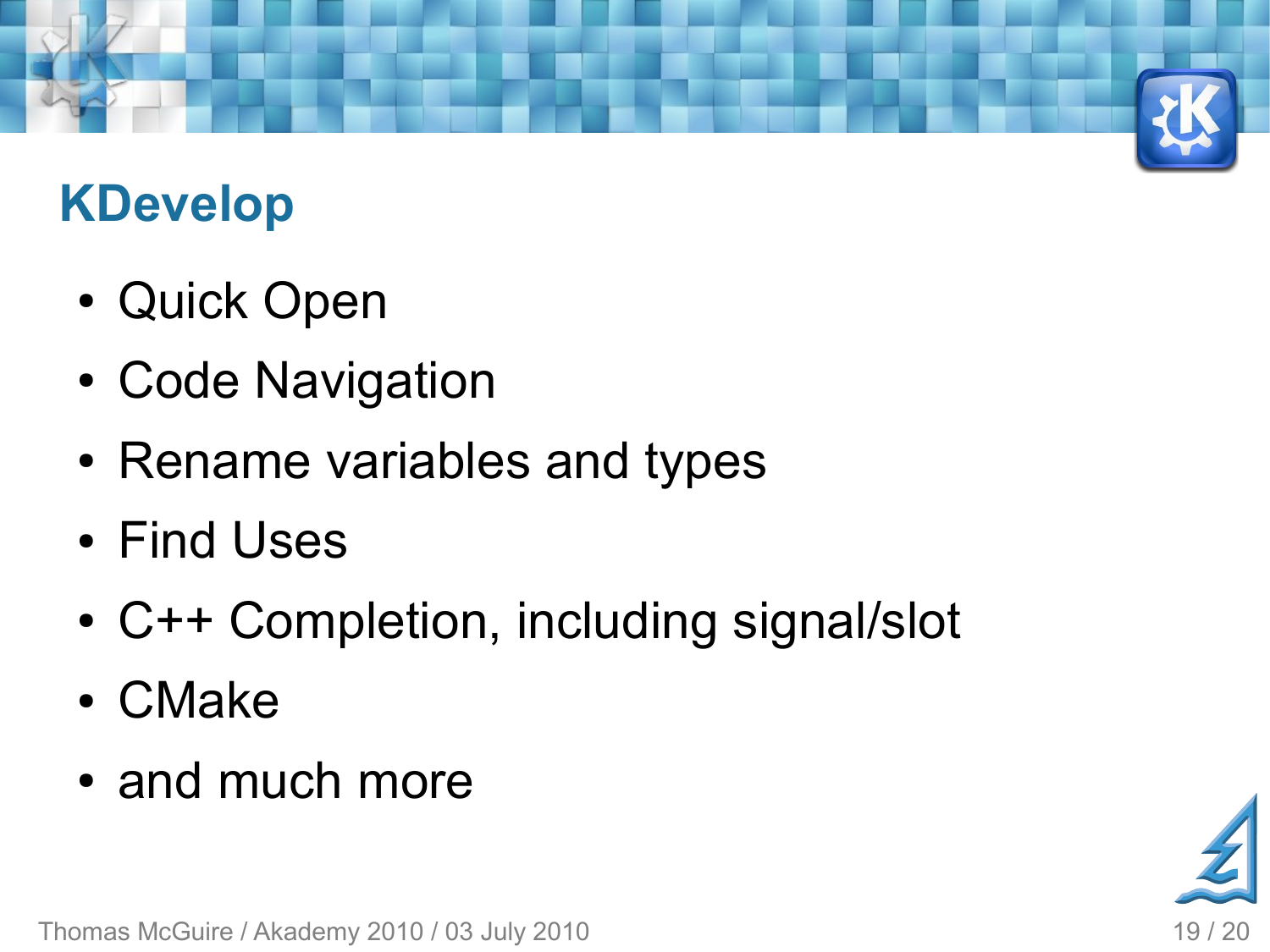## KDevelop

- Quick Open
- Code Navigation
- Rename variables and types
- Find Uses
- C++ Completion, including signal/slot
- CMake
- and much more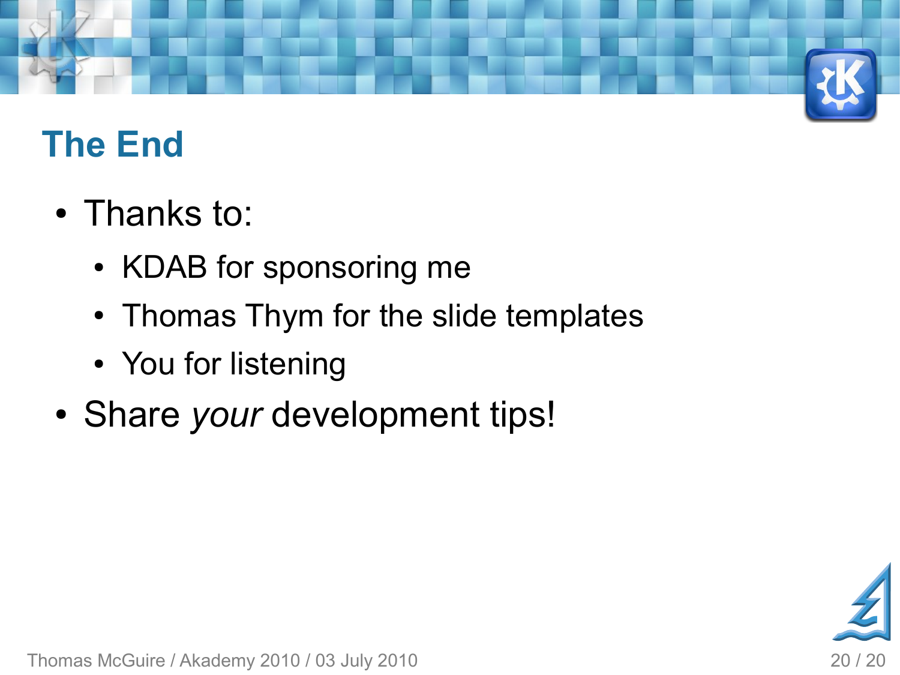# The End

- Thanks to:
  - KDAB for sponsoring me
  - Thomas Thym for the slide templates
  - You for listening
- Share *your* development tips!